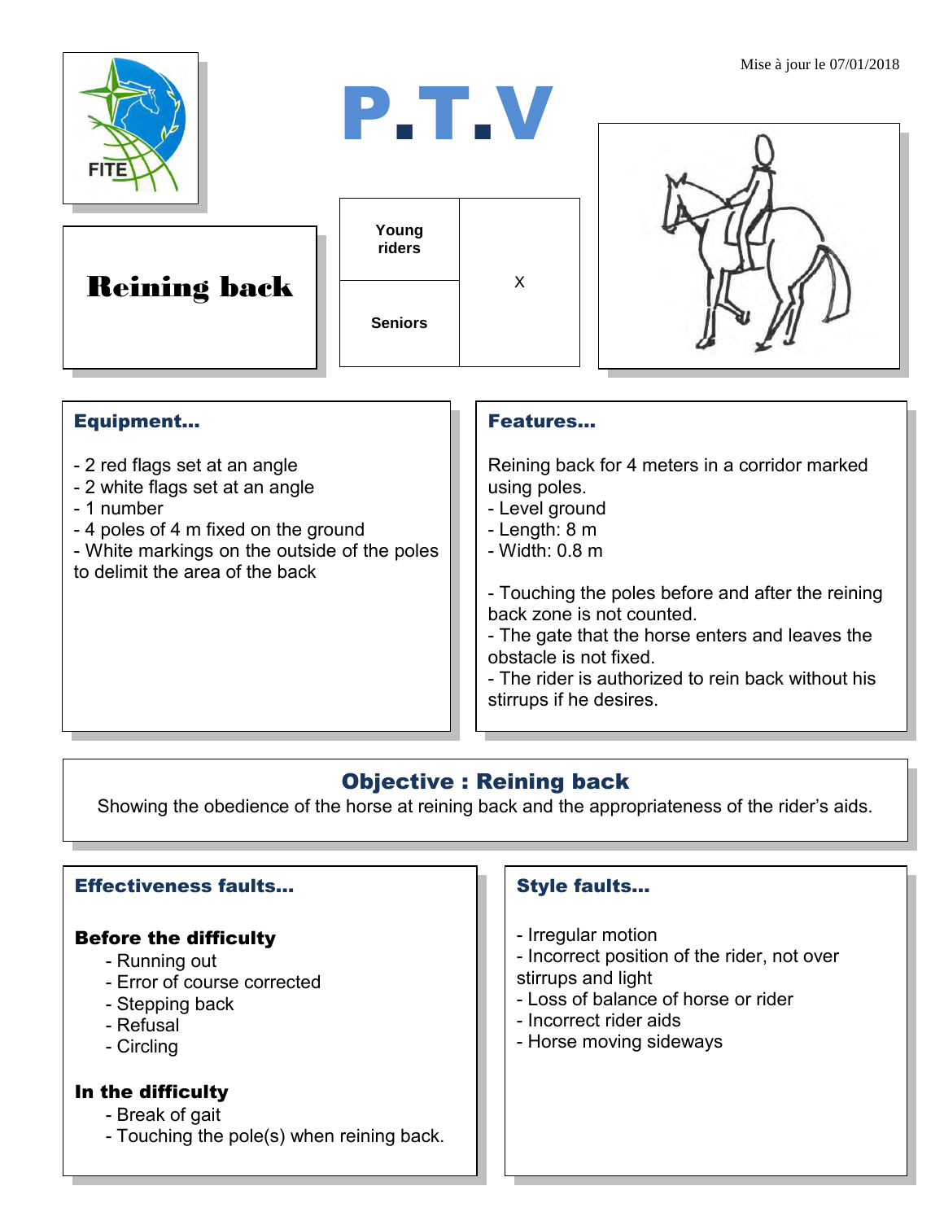Mise à jour le 07/01/2018

# P.T.V

## Reining back

| Young riders | X |
|---|---|
| Seniors | |

### Equipment...

- 2 red flags set at an angle
- 2 white flags set at an angle
- 1 number
- 4 poles of 4 m fixed on the ground
- White markings on the outside of the poles to delimit the area of the back

### Features...

Reining back for 4 meters in a corridor marked using poles.
- Level ground
- Length: 8 m
- Width: 0.8 m

- Touching the poles before and after the reining back zone is not counted.
- The gate that the horse enters and leaves the obstacle is not fixed.
- The rider is authorized to rein back without his stirrups if he desires.

### Objective : Reining back

Showing the obedience of the horse at reining back and the appropriateness of the rider's aids.

### Effectiveness faults...

**Before the difficulty**

- Running out
- Error of course corrected
- Stepping back
- Refusal
- Circling

**In the difficulty**

- Break of gait
- Touching the pole(s) when reining back.

### Style faults...

- Irregular motion
- Incorrect position of the rider, not over stirrups and light
- Loss of balance of horse or rider
- Incorrect rider aids
- Horse moving sideways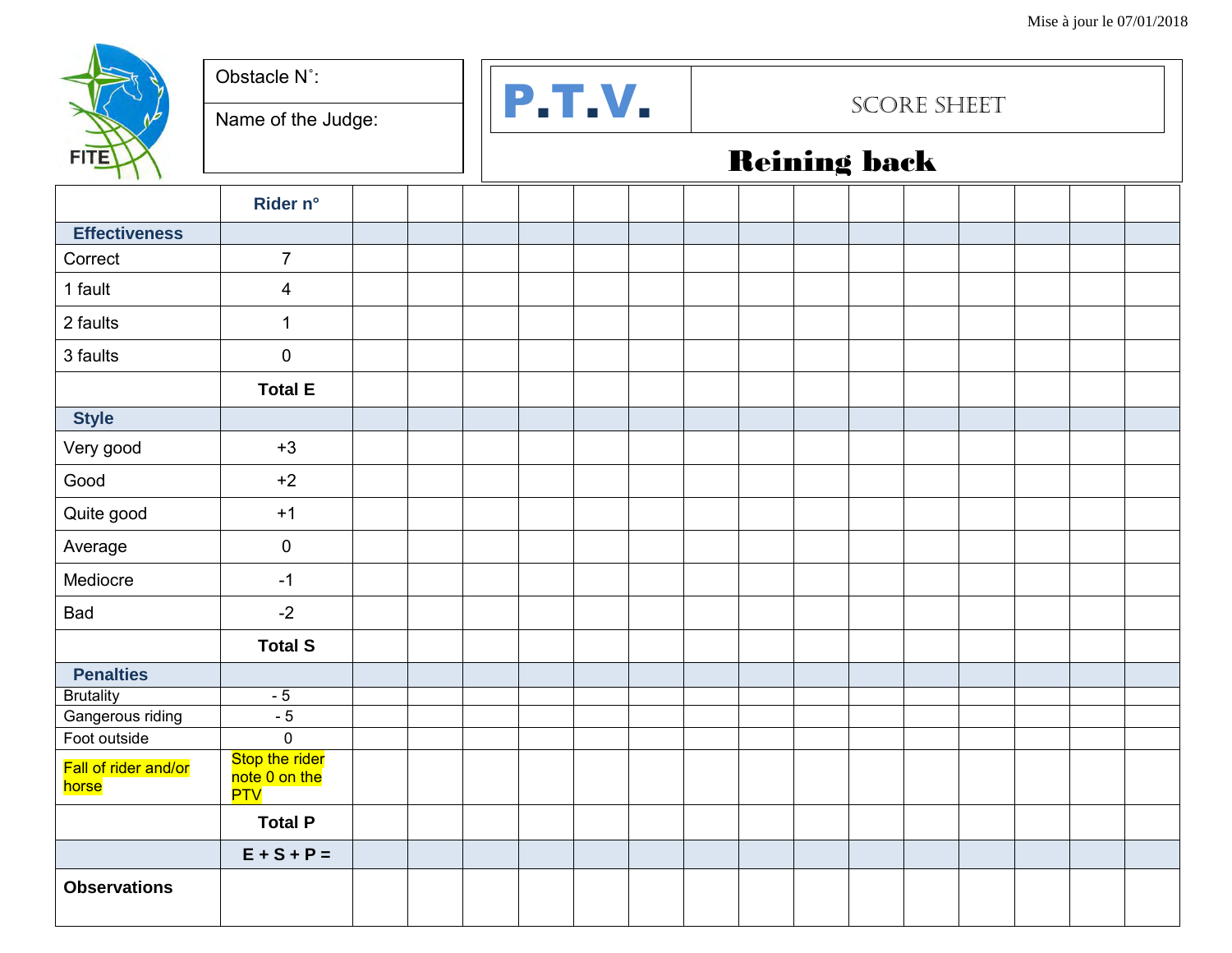Mise à jour le 07/01/2018

| Obstacle N°: |
|---|
| Name of the Judge: |

# P.T.V.

SCORE SHEET

## Reining back

| | Rider n° | | | | | | | | | | | | | | | |
|---|---|---|---|---|---|---|---|---|---|---|---|---|---|---|---|---|
| **Effectiveness** | | | | | | | | | | | | | | | | |
| Correct | 7 | | | | | | | | | | | | | | | |
| 1 fault | 4 | | | | | | | | | | | | | | | |
| 2 faults | 1 | | | | | | | | | | | | | | | |
| 3 faults | 0 | | | | | | | | | | | | | | | |
| | **Total E** | | | | | | | | | | | | | | | |
| **Style** | | | | | | | | | | | | | | | | |
| Very good | +3 | | | | | | | | | | | | | | | |
| Good | +2 | | | | | | | | | | | | | | | |
| Quite good | +1 | | | | | | | | | | | | | | | |
| Average | 0 | | | | | | | | | | | | | | | |
| Mediocre | -1 | | | | | | | | | | | | | | | |
| Bad | -2 | | | | | | | | | | | | | | | |
| | **Total S** | | | | | | | | | | | | | | | |
| **Penalties** | | | | | | | | | | | | | | | | |
| Brutality | - 5 | | | | | | | | | | | | | | | |
| Gangerous riding | - 5 | | | | | | | | | | | | | | | |
| Foot outside | 0 | | | | | | | | | | | | | | | |
| Fall of rider and/or horse | Stop the rider note 0 on the PTV | | | | | | | | | | | | | | | |
| | **Total P** | | | | | | | | | | | | | | | |
| | **E + S + P =** | | | | | | | | | | | | | | | |
| **Observations** | | | | | | | | | | | | | | | | |